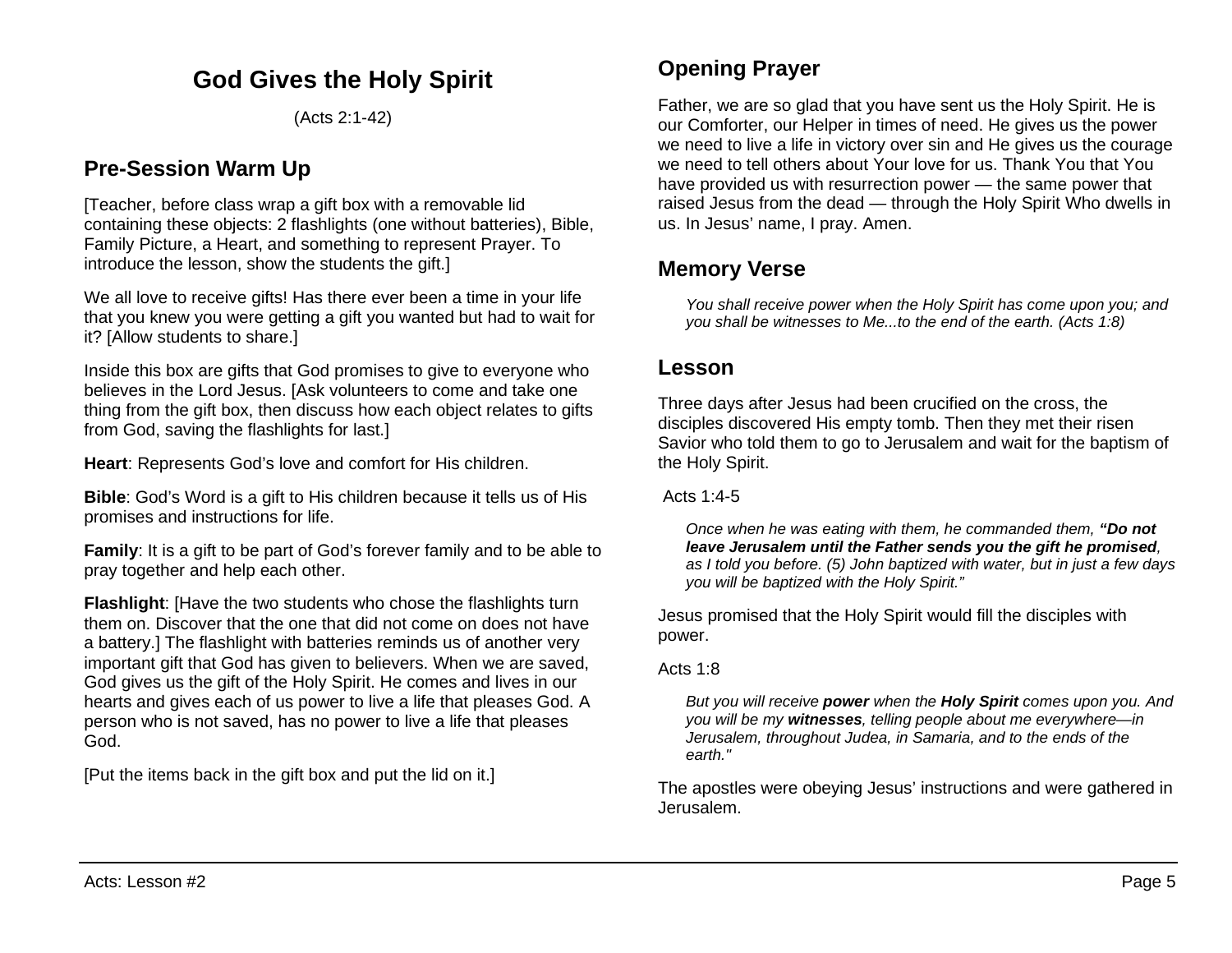# God Gives the Holy Spirit

(Acts 2:1-42)

## Pre-Session Warm Up

[Teacher, before class wrap a gift box with a removable lid containing these objects: 2 flashlights (one without batteries), Bible, Family Picture, a Heart, and something to represent Prayer. To introduce the lesson, show the students the gift.]

We all love to receive gifts! Has there ever been a time in your life that you knew you were getting a gift you wanted but had to wait for it? [Allow students to share.]

Inside this box are gifts that God promises to give to everyone who believes in the Lord Jesus. [Ask volunteers to come and take one thing from the gift box, then discuss how each object relates to gifts from God, saving the flashlights for last.]

**Heart**: Represents God's love and comfort for His children.

**Bible**: God's Word is a gift to His children because it tells us of His promises and instructions for life.

**Family**: It is a gift to be part of God's forever family and to be able to pray together and help each other.

**Flashlight**: [Have the two students who chose the flashlights turn them on. Discover that the one that did not come on does not have a battery.] The flashlight with batteries reminds us of another very important gift that God has given to believers. When we are saved, God gives us the gift of the Holy Spirit. He comes and lives in our hearts and gives each of us power to live a life that pleases God. A person who is not saved, has no power to live a life that pleases God.

[Put the items back in the gift box and put the lid on it.]

## Opening Prayer

Father, we are so glad that you have sent us the Holy Spirit. He is our Comforter, our Helper in times of need. He gives us the power we need to live a life in victory over sin and He gives us the courage we need to tell others about Your love for us. Thank You that You have provided us with resurrection power — the same power that raised Jesus from the dead — through the Holy Spirit Who dwells in us. In Jesus' name, I pray. Amen.

## Memory Verse

> *You shall receive power when the Holy Spirit has come upon you; and you shall be witnesses to Me...to the end of the earth. (Acts 1:8)*

## Lesson

Three days after Jesus had been crucified on the cross, the disciples discovered His empty tomb. Then they met their risen Savior who told them to go to Jerusalem and wait for the baptism of the Holy Spirit.

Acts 1:4-5

> *Once when he was eating with them, he commanded them, **"Do not leave Jerusalem until the Father sends you the gift he promised**, as I told you before. (5) John baptized with water, but in just a few days you will be baptized with the Holy Spirit."*

Jesus promised that the Holy Spirit would fill the disciples with power.

Acts 1:8

> *But you will receive **power** when the **Holy Spirit** comes upon you. And you will be my **witnesses**, telling people about me everywhere—in Jerusalem, throughout Judea, in Samaria, and to the ends of the earth."*

The apostles were obeying Jesus' instructions and were gathered in Jerusalem.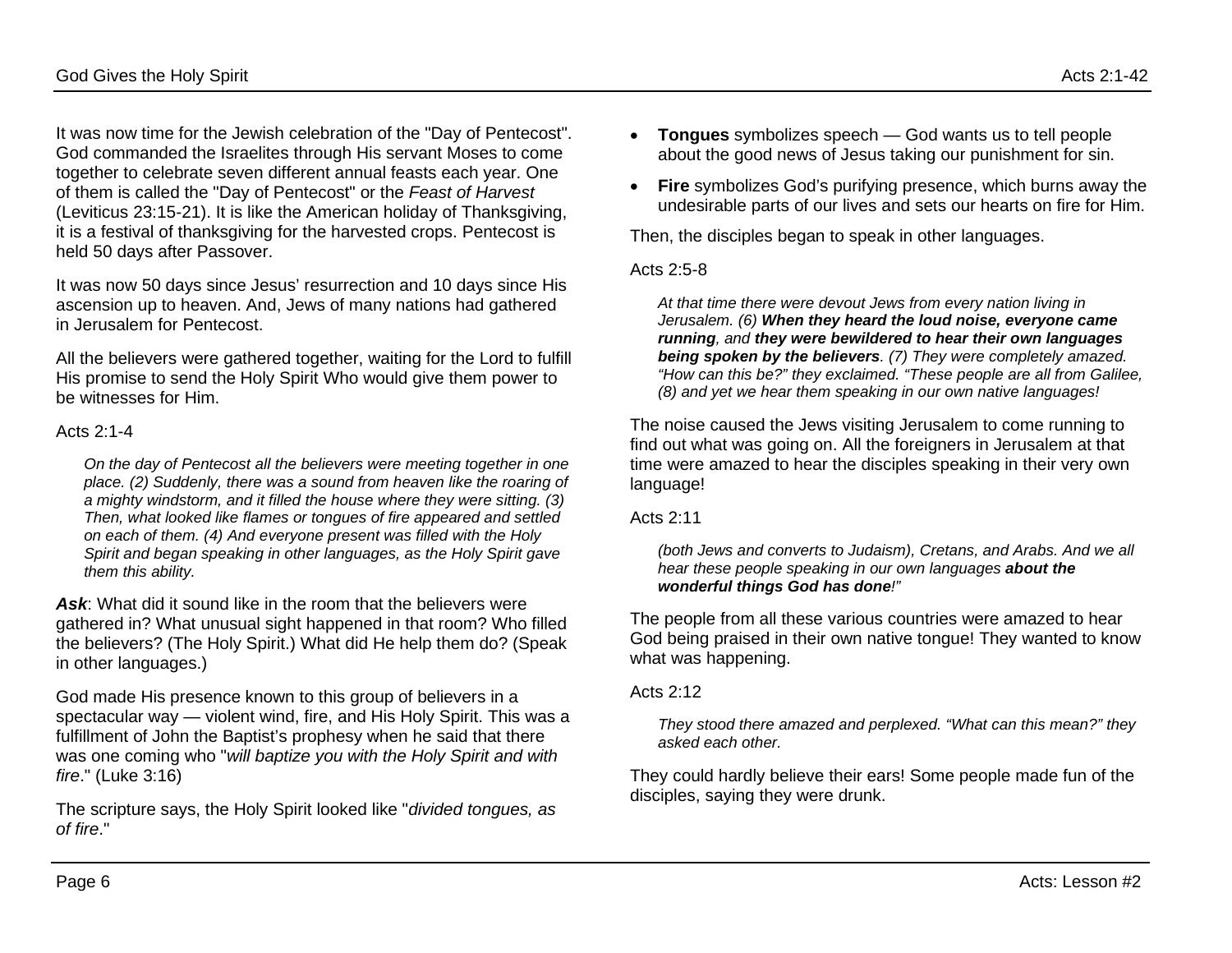It was now time for the Jewish celebration of the "Day of Pentecost". God commanded the Israelites through His servant Moses to come together to celebrate seven different annual feasts each year. One of them is called the "Day of Pentecost" or the *Feast of Harvest* (Leviticus 23:15-21). It is like the American holiday of Thanksgiving, it is a festival of thanksgiving for the harvested crops. Pentecost is held 50 days after Passover.

It was now 50 days since Jesus' resurrection and 10 days since His ascension up to heaven. And, Jews of many nations had gathered in Jerusalem for Pentecost.

All the believers were gathered together, waiting for the Lord to fulfill His promise to send the Holy Spirit Who would give them power to be witnesses for Him.

Acts 2:1-4

> *On the day of Pentecost all the believers were meeting together in one place. (2) Suddenly, there was a sound from heaven like the roaring of a mighty windstorm, and it filled the house where they were sitting. (3) Then, what looked like flames or tongues of fire appeared and settled on each of them. (4) And everyone present was filled with the Holy Spirit and began speaking in other languages, as the Holy Spirit gave them this ability.*

***Ask***: What did it sound like in the room that the believers were gathered in? What unusual sight happened in that room? Who filled the believers? (The Holy Spirit.) What did He help them do? (Speak in other languages.)

God made His presence known to this group of believers in a spectacular way — violent wind, fire, and His Holy Spirit. This was a fulfillment of John the Baptist's prophesy when he said that there was one coming who "*will baptize you with the Holy Spirit and with fire*." (Luke 3:16)

The scripture says, the Holy Spirit looked like "*divided tongues, as of fire*."

- **Tongues** symbolizes speech — God wants us to tell people about the good news of Jesus taking our punishment for sin.
- **Fire** symbolizes God's purifying presence, which burns away the undesirable parts of our lives and sets our hearts on fire for Him.

Then, the disciples began to speak in other languages.

Acts 2:5-8

> *At that time there were devout Jews from every nation living in Jerusalem. (6) **When they heard the loud noise, everyone came running**, and **they were bewildered to hear their own languages being spoken by the believers**. (7) They were completely amazed. "How can this be?" they exclaimed. "These people are all from Galilee, (8) and yet we hear them speaking in our own native languages!*

The noise caused the Jews visiting Jerusalem to come running to find out what was going on. All the foreigners in Jerusalem at that time were amazed to hear the disciples speaking in their very own language!

Acts 2:11

> *(both Jews and converts to Judaism), Cretans, and Arabs. And we all hear these people speaking in our own languages **about the wonderful things God has done**!"*

The people from all these various countries were amazed to hear God being praised in their own native tongue! They wanted to know what was happening.

Acts 2:12

> *They stood there amazed and perplexed. "What can this mean?" they asked each other.*

They could hardly believe their ears! Some people made fun of the disciples, saying they were drunk.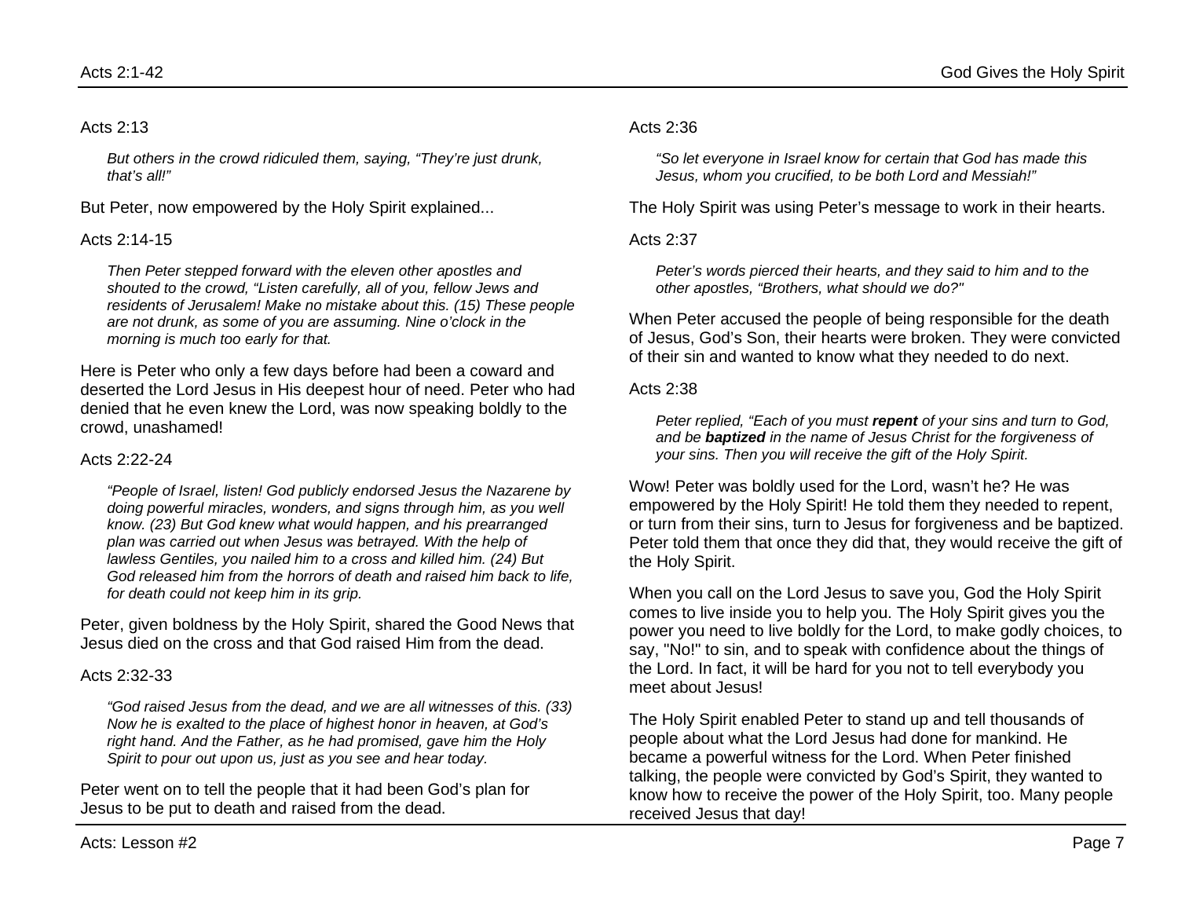Acts 2:13

*But others in the crowd ridiculed them, saying, “They’re just drunk, that’s all!”*

But Peter, now empowered by the Holy Spirit explained...

Acts 2:14-15

*Then Peter stepped forward with the eleven other apostles and shouted to the crowd, “Listen carefully, all of you, fellow Jews and residents of Jerusalem! Make no mistake about this. (15) These people are not drunk, as some of you are assuming. Nine o’clock in the morning is much too early for that.*

Here is Peter who only a few days before had been a coward and deserted the Lord Jesus in His deepest hour of need. Peter who had denied that he even knew the Lord, was now speaking boldly to the crowd, unashamed!

Acts 2:22-24

*“People of Israel, listen! God publicly endorsed Jesus the Nazarene by doing powerful miracles, wonders, and signs through him, as you well know. (23) But God knew what would happen, and his prearranged plan was carried out when Jesus was betrayed. With the help of lawless Gentiles, you nailed him to a cross and killed him. (24) But God released him from the horrors of death and raised him back to life, for death could not keep him in its grip.*

Peter, given boldness by the Holy Spirit, shared the Good News that Jesus died on the cross and that God raised Him from the dead.

Acts 2:32-33

*“God raised Jesus from the dead, and we are all witnesses of this. (33) Now he is exalted to the place of highest honor in heaven, at God’s right hand. And the Father, as he had promised, gave him the Holy Spirit to pour out upon us, just as you see and hear today.*

Peter went on to tell the people that it had been God’s plan for Jesus to be put to death and raised from the dead.

Acts 2:36

*“So let everyone in Israel know for certain that God has made this Jesus, whom you crucified, to be both Lord and Messiah!”*

The Holy Spirit was using Peter’s message to work in their hearts.

Acts 2:37

*Peter’s words pierced their hearts, and they said to him and to the other apostles, “Brothers, what should we do?"*

When Peter accused the people of being responsible for the death of Jesus, God’s Son, their hearts were broken. They were convicted of their sin and wanted to know what they needed to do next.

Acts 2:38

*Peter replied, “Each of you must **repent** of your sins and turn to God, and be **baptized** in the name of Jesus Christ for the forgiveness of your sins. Then you will receive the gift of the Holy Spirit.*

Wow! Peter was boldly used for the Lord, wasn’t he? He was empowered by the Holy Spirit! He told them they needed to repent, or turn from their sins, turn to Jesus for forgiveness and be baptized. Peter told them that once they did that, they would receive the gift of the Holy Spirit.

When you call on the Lord Jesus to save you, God the Holy Spirit comes to live inside you to help you. The Holy Spirit gives you the power you need to live boldly for the Lord, to make godly choices, to say, "No!" to sin, and to speak with confidence about the things of the Lord. In fact, it will be hard for you not to tell everybody you meet about Jesus!

The Holy Spirit enabled Peter to stand up and tell thousands of people about what the Lord Jesus had done for mankind. He became a powerful witness for the Lord. When Peter finished talking, the people were convicted by God’s Spirit, they wanted to know how to receive the power of the Holy Spirit, too. Many people received Jesus that day!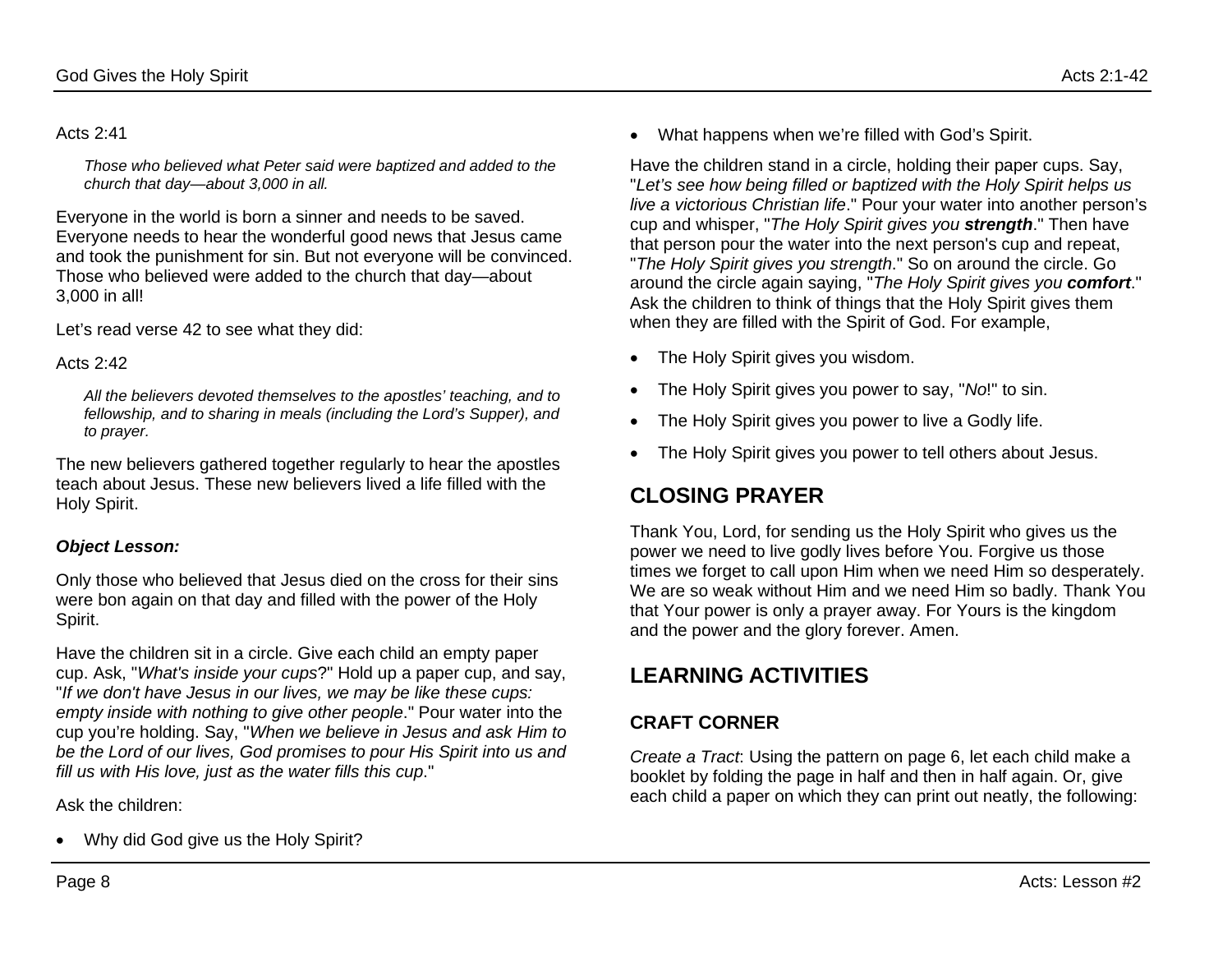Acts 2:41

> *Those who believed what Peter said were baptized and added to the church that day—about 3,000 in all.*

Everyone in the world is born a sinner and needs to be saved. Everyone needs to hear the wonderful good news that Jesus came and took the punishment for sin. But not everyone will be convinced. Those who believed were added to the church that day—about 3,000 in all!

Let's read verse 42 to see what they did:

Acts 2:42

> *All the believers devoted themselves to the apostles' teaching, and to fellowship, and to sharing in meals (including the Lord's Supper), and to prayer.*

The new believers gathered together regularly to hear the apostles teach about Jesus. These new believers lived a life filled with the Holy Spirit.

***Object Lesson:***

Only those who believed that Jesus died on the cross for their sins were bon again on that day and filled with the power of the Holy Spirit.

Have the children sit in a circle. Give each child an empty paper cup. Ask, "*What's inside your cups*?" Hold up a paper cup, and say, "*If we don't have Jesus in our lives, we may be like these cups: empty inside with nothing to give other people*." Pour water into the cup you're holding. Say, "*When we believe in Jesus and ask Him to be the Lord of our lives, God promises to pour His Spirit into us and fill us with His love, just as the water fills this cup*."

Ask the children:

- Why did God give us the Holy Spirit?
- What happens when we're filled with God's Spirit.

Have the children stand in a circle, holding their paper cups. Say, "*Let's see how being filled or baptized with the Holy Spirit helps us live a victorious Christian life*." Pour your water into another person's cup and whisper, "*The Holy Spirit gives you **strength***." Then have that person pour the water into the next person's cup and repeat, "*The Holy Spirit gives you strength*." So on around the circle. Go around the circle again saying, "*The Holy Spirit gives you **comfort***." Ask the children to think of things that the Holy Spirit gives them when they are filled with the Spirit of God. For example,

- The Holy Spirit gives you wisdom.
- The Holy Spirit gives you power to say, "*No*!" to sin.
- The Holy Spirit gives you power to live a Godly life.
- The Holy Spirit gives you power to tell others about Jesus.

## CLOSING PRAYER

Thank You, Lord, for sending us the Holy Spirit who gives us the power we need to live godly lives before You. Forgive us those times we forget to call upon Him when we need Him so desperately. We are so weak without Him and we need Him so badly. Thank You that Your power is only a prayer away. For Yours is the kingdom and the power and the glory forever. Amen.

## LEARNING ACTIVITIES

### CRAFT CORNER

*Create a Tract*: Using the pattern on page 6, let each child make a booklet by folding the page in half and then in half again. Or, give each child a paper on which they can print out neatly, the following: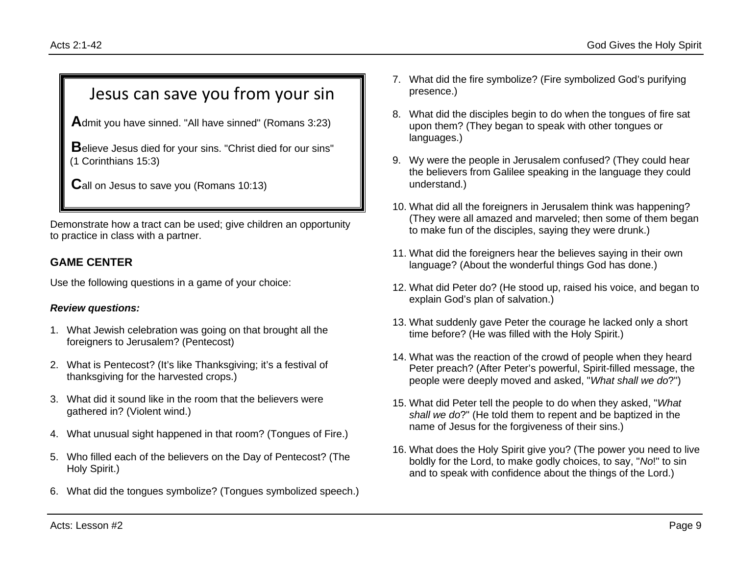## Jesus can save you from your sin

**A**dmit you have sinned. "All have sinned" (Romans 3:23)

**B**elieve Jesus died for your sins. "Christ died for our sins" (1 Corinthians 15:3)

**C**all on Jesus to save you (Romans 10:13)

Demonstrate how a tract can be used; give children an opportunity to practice in class with a partner.

### GAME CENTER

Use the following questions in a game of your choice:

***Review questions:***

1. What Jewish celebration was going on that brought all the foreigners to Jerusalem? (Pentecost)
2. What is Pentecost? (It's like Thanksgiving; it's a festival of thanksgiving for the harvested crops.)
3. What did it sound like in the room that the believers were gathered in? (Violent wind.)
4. What unusual sight happened in that room? (Tongues of Fire.)
5. Who filled each of the believers on the Day of Pentecost? (The Holy Spirit.)
6. What did the tongues symbolize? (Tongues symbolized speech.)
7. What did the fire symbolize? (Fire symbolized God's purifying presence.)
8. What did the disciples begin to do when the tongues of fire sat upon them? (They began to speak with other tongues or languages.)
9. Wy were the people in Jerusalem confused? (They could hear the believers from Galilee speaking in the language they could understand.)
10. What did all the foreigners in Jerusalem think was happening? (They were all amazed and marveled; then some of them began to make fun of the disciples, saying they were drunk.)
11. What did the foreigners hear the believes saying in their own language? (About the wonderful things God has done.)
12. What did Peter do? (He stood up, raised his voice, and began to explain God's plan of salvation.)
13. What suddenly gave Peter the courage he lacked only a short time before? (He was filled with the Holy Spirit.)
14. What was the reaction of the crowd of people when they heard Peter preach? (After Peter's powerful, Spirit-filled message, the people were deeply moved and asked, "*What shall we do*?")
15. What did Peter tell the people to do when they asked, "*What shall we do*?" (He told them to repent and be baptized in the name of Jesus for the forgiveness of their sins.)
16. What does the Holy Spirit give you? (The power you need to live boldly for the Lord, to make godly choices, to say, "*No*!" to sin and to speak with confidence about the things of the Lord.)